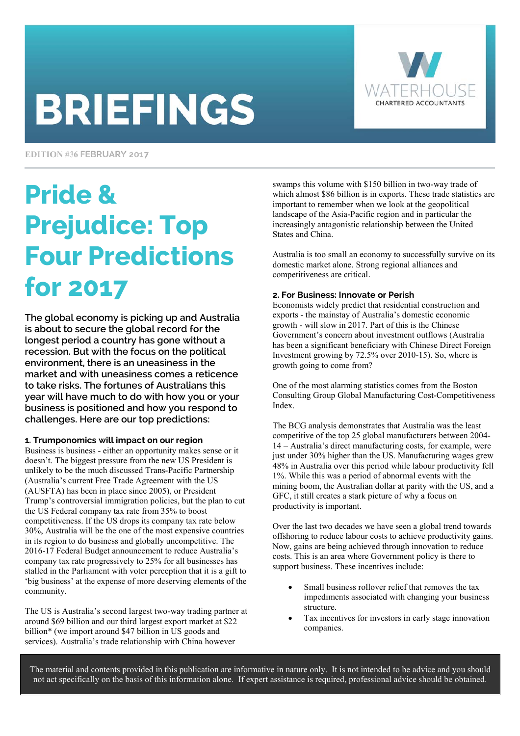# BRIEFINGS

WATERHOUSE CHARTERED ACCOUNTANTS

EDITION #36 FEBRUARY 2017

## Pride & Prejudice: Top Four Predictions for 2017

**The global economy is picking up and Australia is about to secure the global record for the longest period a country has gone without a recession. But with the focus on the political environment, there is an uneasiness in the market and with uneasiness comes a reticence to take risks. The fortunes of Australians this year will have much to do with how you or your business is positioned and how you respond to challenges. Here are our top predictions:**

### 1. Trumponomics will impact on our region

Business is business - either an opportunity makes sense or it doesn't. The biggest pressure from the new US President is unlikely to be the much discussed Trans-Pacific Partnership (Australia's current Free Trade Agreement with the US (AUSFTA) has been in place since 2005), or President Trump's controversial immigration policies, but the plan to cut the US Federal company tax rate from 35% to boost competitiveness. If the US drops its company tax rate below 30%, Australia will be the one of the most expensive countries in its region to do business and globally uncompetitive. The 2016-17 Federal Budget announcement to reduce Australia's company tax rate progressively to 25% for all businesses has stalled in the Parliament with voter perception that it is a gift to 'big business' at the expense of more deserving elements of the community.

The US is Australia's second largest two-way trading partner at around $69 billion and our third largest export market at $22 billion* (we import around $47 billion in US goods and services). Australia's trade relationship with China however swamps this volume with $150 billion in two-way trade of which almost $86 billion is in exports. These trade statistics are important to remember when we look at the geopolitical landscape of the Asia-Pacific region and in particular the increasingly antagonistic relationship between the United States and China.

Australia is too small an economy to successfully survive on its domestic market alone. Strong regional alliances and competitiveness are critical.

### 2. For Business: Innovate or Perish

Economists widely predict that residential construction and exports - the mainstay of Australia's domestic economic growth - will slow in 2017. Part of this is the Chinese Government's concern about investment outflows (Australia has been a significant beneficiary with Chinese Direct Foreign Investment growing by 72.5% over 2010-15). So, where is growth going to come from?

One of the most alarming statistics comes from the Boston Consulting Group Global Manufacturing Cost-Competitiveness Index.

The BCG analysis demonstrates that Australia was the least competitive of the top 25 global manufacturers between 2004-14 – Australia's direct manufacturing costs, for example, were just under 30% higher than the US. Manufacturing wages grew 48% in Australia over this period while labour productivity fell 1%. While this was a period of abnormal events with the mining boom, the Australian dollar at parity with the US, and a GFC, it still creates a stark picture of why a focus on productivity is important.

Over the last two decades we have seen a global trend towards offshoring to reduce labour costs to achieve productivity gains. Now, gains are being achieved through innovation to reduce costs. This is an area where Government policy is there to support business. These incentives include:

- Small business rollover relief that removes the tax impediments associated with changing your business structure.
- Tax incentives for investors in early stage innovation companies.

The material and contents provided in this publication are informative in nature only. It is not intended to be advice and you should not act specifically on the basis of this information alone. If expert assistance is required, professional advice should be obtained.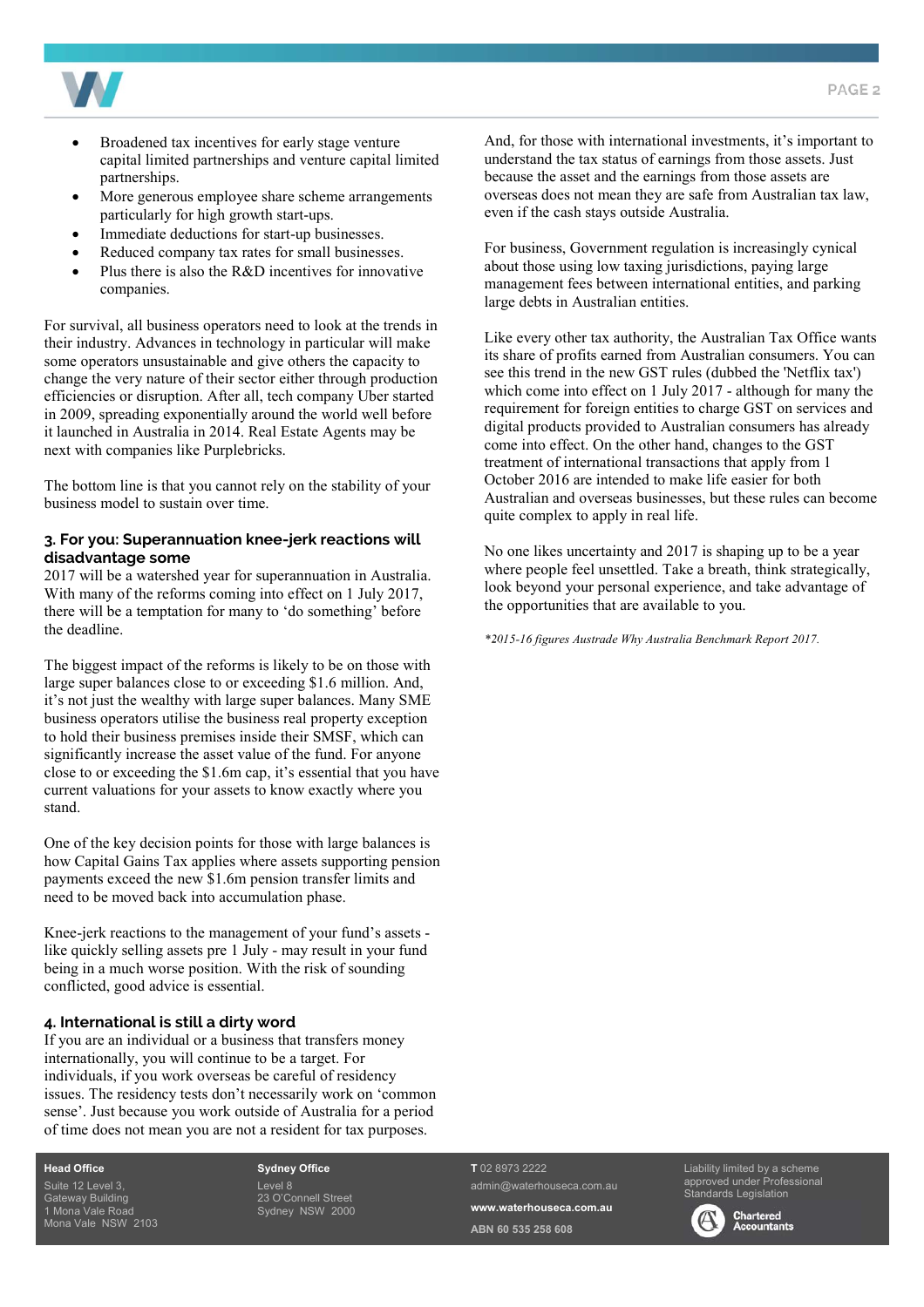- Broadened tax incentives for early stage venture capital limited partnerships and venture capital limited partnerships.
- More generous employee share scheme arrangements particularly for high growth start-ups.
- Immediate deductions for start-up businesses.
- Reduced company tax rates for small businesses.
- Plus there is also the R&D incentives for innovative companies.

For survival, all business operators need to look at the trends in their industry. Advances in technology in particular will make some operators unsustainable and give others the capacity to change the very nature of their sector either through production efficiencies or disruption. After all, tech company Uber started in 2009, spreading exponentially around the world well before it launched in Australia in 2014. Real Estate Agents may be next with companies like Purplebricks.

The bottom line is that you cannot rely on the stability of your business model to sustain over time.

### 3. For you: Superannuation knee-jerk reactions will disadvantage some

2017 will be a watershed year for superannuation in Australia. With many of the reforms coming into effect on 1 July 2017, there will be a temptation for many to 'do something' before the deadline.

The biggest impact of the reforms is likely to be on those with large super balances close to or exceeding $1.6 million. And, it's not just the wealthy with large super balances. Many SME business operators utilise the business real property exception to hold their business premises inside their SMSF, which can significantly increase the asset value of the fund. For anyone close to or exceeding the $1.6m cap, it's essential that you have current valuations for your assets to know exactly where you stand.

One of the key decision points for those with large balances is how Capital Gains Tax applies where assets supporting pension payments exceed the new $1.6m pension transfer limits and need to be moved back into accumulation phase.

Knee-jerk reactions to the management of your fund's assets - like quickly selling assets pre 1 July - may result in your fund being in a much worse position. With the risk of sounding conflicted, good advice is essential.

### 4. International is still a dirty word

If you are an individual or a business that transfers money internationally, you will continue to be a target. For individuals, if you work overseas be careful of residency issues. The residency tests don't necessarily work on 'common sense'. Just because you work outside of Australia for a period of time does not mean you are not a resident for tax purposes.

And, for those with international investments, it's important to understand the tax status of earnings from those assets. Just because the asset and the earnings from those assets are overseas does not mean they are safe from Australian tax law, even if the cash stays outside Australia.

For business, Government regulation is increasingly cynical about those using low taxing jurisdictions, paying large management fees between international entities, and parking large debts in Australian entities.

Like every other tax authority, the Australian Tax Office wants its share of profits earned from Australian consumers. You can see this trend in the new GST rules (dubbed the 'Netflix tax') which come into effect on 1 July 2017 - although for many the requirement for foreign entities to charge GST on services and digital products provided to Australian consumers has already come into effect. On the other hand, changes to the GST treatment of international transactions that apply from 1 October 2016 are intended to make life easier for both Australian and overseas businesses, but these rules can become quite complex to apply in real life.

No one likes uncertainty and 2017 is shaping up to be a year where people feel unsettled. Take a breath, think strategically, look beyond your personal experience, and take advantage of the opportunities that are available to you.

*\*2015-16 figures Austrade Why Australia Benchmark Report 2017.*

**Head Office**
Suite 12 Level 3,
Gateway Building
1 Mona Vale Road
Mona Vale NSW 2103

**Sydney Office**
Level 8
23 O'Connell Street
Sydney NSW 2000

**T** 02 8973 2222
admin@waterhouseca.com.au
**www.waterhouseca.com.au**
**ABN 60 535 258 608**

Liability limited by a scheme approved under Professional Standards Legislation

Chartered Accountants